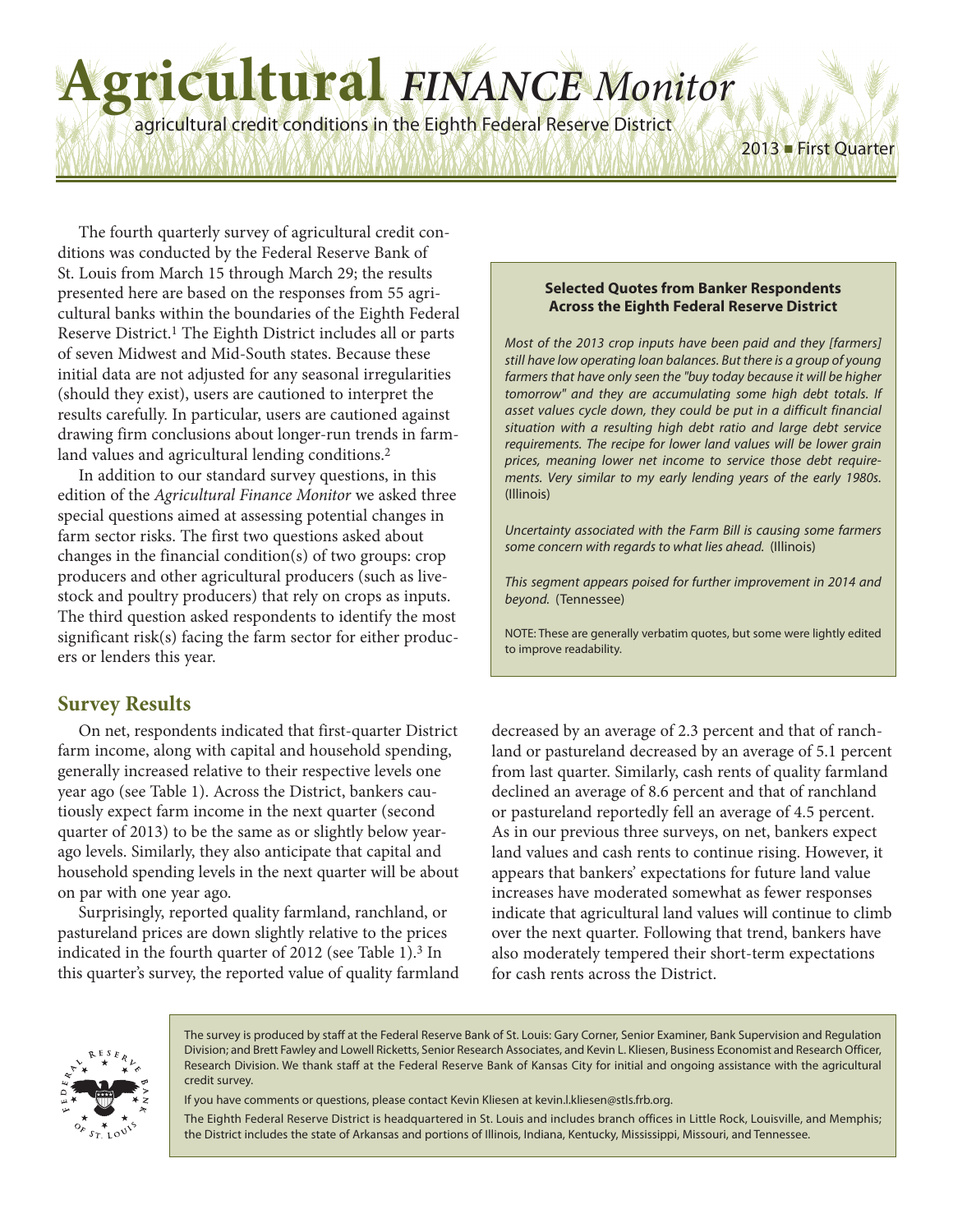# Agricultural *FINANCE Monitor*

agricultural credit conditions in the Eighth Federal Reserve District

2013 ■ First Quarter

The fourth quarterly survey of agricultural credit conditions was conducted by the Federal Reserve Bank of St. Louis from March 15 through March 29; the results presented here are based on the responses from 55 agricultural banks within the boundaries of the Eighth Federal Reserve District.[1] The Eighth District includes all or parts of seven Midwest and Mid-South states. Because these initial data are not adjusted for any seasonal irregularities (should they exist), users are cautioned to interpret the results carefully. In particular, users are cautioned against drawing firm conclusions about longer-run trends in farmland values and agricultural lending conditions.[2]

In addition to our standard survey questions, in this edition of the *Agricultural Finance Monitor* we asked three special questions aimed at assessing potential changes in farm sector risks. The first two questions asked about changes in the financial condition(s) of two groups: crop producers and other agricultural producers (such as livestock and poultry producers) that rely on crops as inputs. The third question asked respondents to identify the most significant risk(s) facing the farm sector for either producers or lenders this year.

## Survey Results

On net, respondents indicated that first-quarter District farm income, along with capital and household spending, generally increased relative to their respective levels one year ago (see Table 1). Across the District, bankers cautiously expect farm income in the next quarter (second quarter of 2013) to be the same as or slightly below year-ago levels. Similarly, they also anticipate that capital and household spending levels in the next quarter will be about on par with one year ago.

Surprisingly, reported quality farmland, ranchland, or pastureland prices are down slightly relative to the prices indicated in the fourth quarter of 2012 (see Table 1).[3] In this quarter's survey, the reported value of quality farmland decreased by an average of 2.3 percent and that of ranchland or pastureland decreased by an average of 5.1 percent from last quarter. Similarly, cash rents of quality farmland declined an average of 8.6 percent and that of ranchland or pastureland reportedly fell an average of 4.5 percent. As in our previous three surveys, on net, bankers expect land values and cash rents to continue rising. However, it appears that bankers' expectations for future land value increases have moderated somewhat as fewer responses indicate that agricultural land values will continue to climb over the next quarter. Following that trend, bankers have also moderately tempered their short-term expectations for cash rents across the District.

**Selected Quotes from Banker Respondents Across the Eighth Federal Reserve District**

*Most of the 2013 crop inputs have been paid and they [farmers] still have low operating loan balances. But there is a group of young farmers that have only seen the "buy today because it will be higher tomorrow" and they are accumulating some high debt totals. If asset values cycle down, they could be put in a difficult financial situation with a resulting high debt ratio and large debt service requirements. The recipe for lower land values will be lower grain prices, meaning lower net income to service those debt requirements. Very similar to my early lending years of the early 1980s.* (Illinois)

*Uncertainty associated with the Farm Bill is causing some farmers some concern with regards to what lies ahead.* (Illinois)

*This segment appears poised for further improvement in 2014 and beyond.* (Tennessee)

NOTE: These are generally verbatim quotes, but some were lightly edited to improve readability.

The survey is produced by staff at the Federal Reserve Bank of St. Louis: Gary Corner, Senior Examiner, Bank Supervision and Regulation Division; and Brett Fawley and Lowell Ricketts, Senior Research Associates, and Kevin L. Kliesen, Business Economist and Research Officer, Research Division. We thank staff at the Federal Reserve Bank of Kansas City for initial and ongoing assistance with the agricultural credit survey.

If you have comments or questions, please contact Kevin Kliesen at kevin.l.kliesen@stls.frb.org.

The Eighth Federal Reserve District is headquartered in St. Louis and includes branch offices in Little Rock, Louisville, and Memphis; the District includes the state of Arkansas and portions of Illinois, Indiana, Kentucky, Mississippi, Missouri, and Tennessee.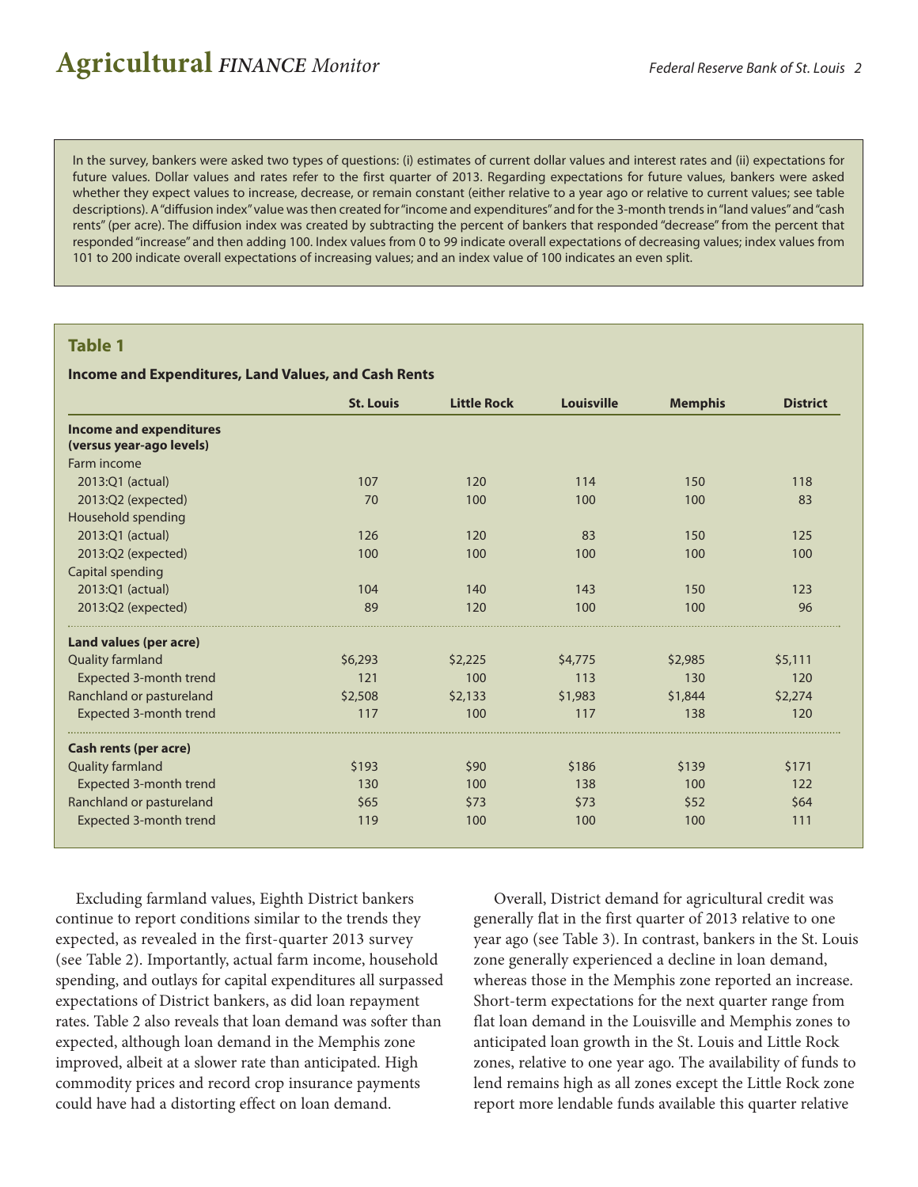In the survey, bankers were asked two types of questions: (i) estimates of current dollar values and interest rates and (ii) expectations for future values. Dollar values and rates refer to the first quarter of 2013. Regarding expectations for future values, bankers were asked whether they expect values to increase, decrease, or remain constant (either relative to a year ago or relative to current values; see table descriptions). A "diffusion index" value was then created for "income and expenditures" and for the 3-month trends in "land values" and "cash rents" (per acre). The diffusion index was created by subtracting the percent of bankers that responded "decrease" from the percent that responded "increase" and then adding 100. Index values from 0 to 99 indicate overall expectations of decreasing values; index values from 101 to 200 indicate overall expectations of increasing values; and an index value of 100 indicates an even split.

## Table 1

**Income and Expenditures, Land Values, and Cash Rents**

| | St. Louis | Little Rock | Louisville | Memphis | District |
|---|---|---|---|---|---|
| **Income and expenditures (versus year-ago levels)** | | | | | |
| Farm income | | | | | |
| 2013:Q1 (actual) | 107 | 120 | 114 | 150 | 118 |
| 2013:Q2 (expected) | 70 | 100 | 100 | 100 | 83 |
| Household spending | | | | | |
| 2013:Q1 (actual) | 126 | 120 | 83 | 150 | 125 |
| 2013:Q2 (expected) | 100 | 100 | 100 | 100 | 100 |
| Capital spending | | | | | |
| 2013:Q1 (actual) | 104 | 140 | 143 | 150 | 123 |
| 2013:Q2 (expected) | 89 | 120 | 100 | 100 | 96 |
| **Land values (per acre)** | | | | | |
| Quality farmland | $6,293 | $2,225 | $4,775 | $2,985 | $5,111 |
| Expected 3-month trend | 121 | 100 | 113 | 130 | 120 |
| Ranchland or pastureland | $2,508 | $2,133 | $1,983 | $1,844 | $2,274 |
| Expected 3-month trend | 117 | 100 | 117 | 138 | 120 |
| **Cash rents (per acre)** | | | | | |
| Quality farmland | $193 | $90 | $186 | $139 | $171 |
| Expected 3-month trend | 130 | 100 | 138 | 100 | 122 |
| Ranchland or pastureland | $65 | $73 | $73 | $52 | $64 |
| Expected 3-month trend | 119 | 100 | 100 | 100 | 111 |

Excluding farmland values, Eighth District bankers continue to report conditions similar to the trends they expected, as revealed in the first-quarter 2013 survey (see Table 2). Importantly, actual farm income, household spending, and outlays for capital expenditures all surpassed expectations of District bankers, as did loan repayment rates. Table 2 also reveals that loan demand was softer than expected, although loan demand in the Memphis zone improved, albeit at a slower rate than anticipated. High commodity prices and record crop insurance payments could have had a distorting effect on loan demand.

Overall, District demand for agricultural credit was generally flat in the first quarter of 2013 relative to one year ago (see Table 3). In contrast, bankers in the St. Louis zone generally experienced a decline in loan demand, whereas those in the Memphis zone reported an increase. Short-term expectations for the next quarter range from flat loan demand in the Louisville and Memphis zones to anticipated loan growth in the St. Louis and Little Rock zones, relative to one year ago. The availability of funds to lend remains high as all zones except the Little Rock zone report more lendable funds available this quarter relative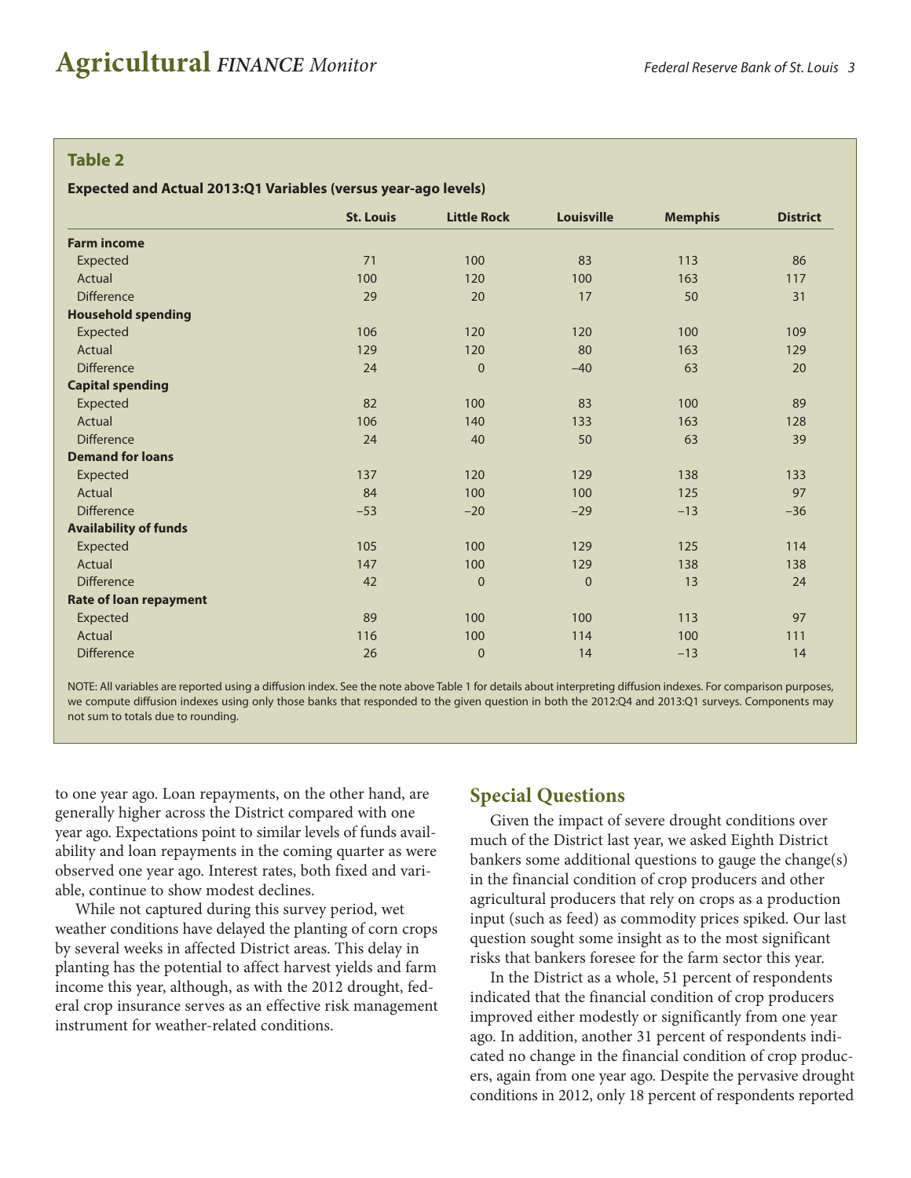**Table 2**

**Expected and Actual 2013:Q1 Variables (versus year-ago levels)**

| | St. Louis | Little Rock | Louisville | Memphis | District |
|---|---|---|---|---|---|
| **Farm income** | | | | | |
| Expected | 71 | 100 | 83 | 113 | 86 |
| Actual | 100 | 120 | 100 | 163 | 117 |
| Difference | 29 | 20 | 17 | 50 | 31 |
| **Household spending** | | | | | |
| Expected | 106 | 120 | 120 | 100 | 109 |
| Actual | 129 | 120 | 80 | 163 | 129 |
| Difference | 24 | 0 | –40 | 63 | 20 |
| **Capital spending** | | | | | |
| Expected | 82 | 100 | 83 | 100 | 89 |
| Actual | 106 | 140 | 133 | 163 | 128 |
| Difference | 24 | 40 | 50 | 63 | 39 |
| **Demand for loans** | | | | | |
| Expected | 137 | 120 | 129 | 138 | 133 |
| Actual | 84 | 100 | 100 | 125 | 97 |
| Difference | –53 | –20 | –29 | –13 | –36 |
| **Availability of funds** | | | | | |
| Expected | 105 | 100 | 129 | 125 | 114 |
| Actual | 147 | 100 | 129 | 138 | 138 |
| Difference | 42 | 0 | 0 | 13 | 24 |
| **Rate of loan repayment** | | | | | |
| Expected | 89 | 100 | 100 | 113 | 97 |
| Actual | 116 | 100 | 114 | 100 | 111 |
| Difference | 26 | 0 | 14 | –13 | 14 |

NOTE: All variables are reported using a diffusion index. See the note above Table 1 for details about interpreting diffusion indexes. For comparison purposes, we compute diffusion indexes using only those banks that responded to the given question in both the 2012:Q4 and 2013:Q1 surveys. Components may not sum to totals due to rounding.

to one year ago. Loan repayments, on the other hand, are generally higher across the District compared with one year ago. Expectations point to similar levels of funds availability and loan repayments in the coming quarter as were observed one year ago. Interest rates, both fixed and variable, continue to show modest declines.

While not captured during this survey period, wet weather conditions have delayed the planting of corn crops by several weeks in affected District areas. This delay in planting has the potential to affect harvest yields and farm income this year, although, as with the 2012 drought, federal crop insurance serves as an effective risk management instrument for weather-related conditions.

## Special Questions

Given the impact of severe drought conditions over much of the District last year, we asked Eighth District bankers some additional questions to gauge the change(s) in the financial condition of crop producers and other agricultural producers that rely on crops as a production input (such as feed) as commodity prices spiked. Our last question sought some insight as to the most significant risks that bankers foresee for the farm sector this year.

In the District as a whole, 51 percent of respondents indicated that the financial condition of crop producers improved either modestly or significantly from one year ago. In addition, another 31 percent of respondents indicated no change in the financial condition of crop producers, again from one year ago. Despite the pervasive drought conditions in 2012, only 18 percent of respondents reported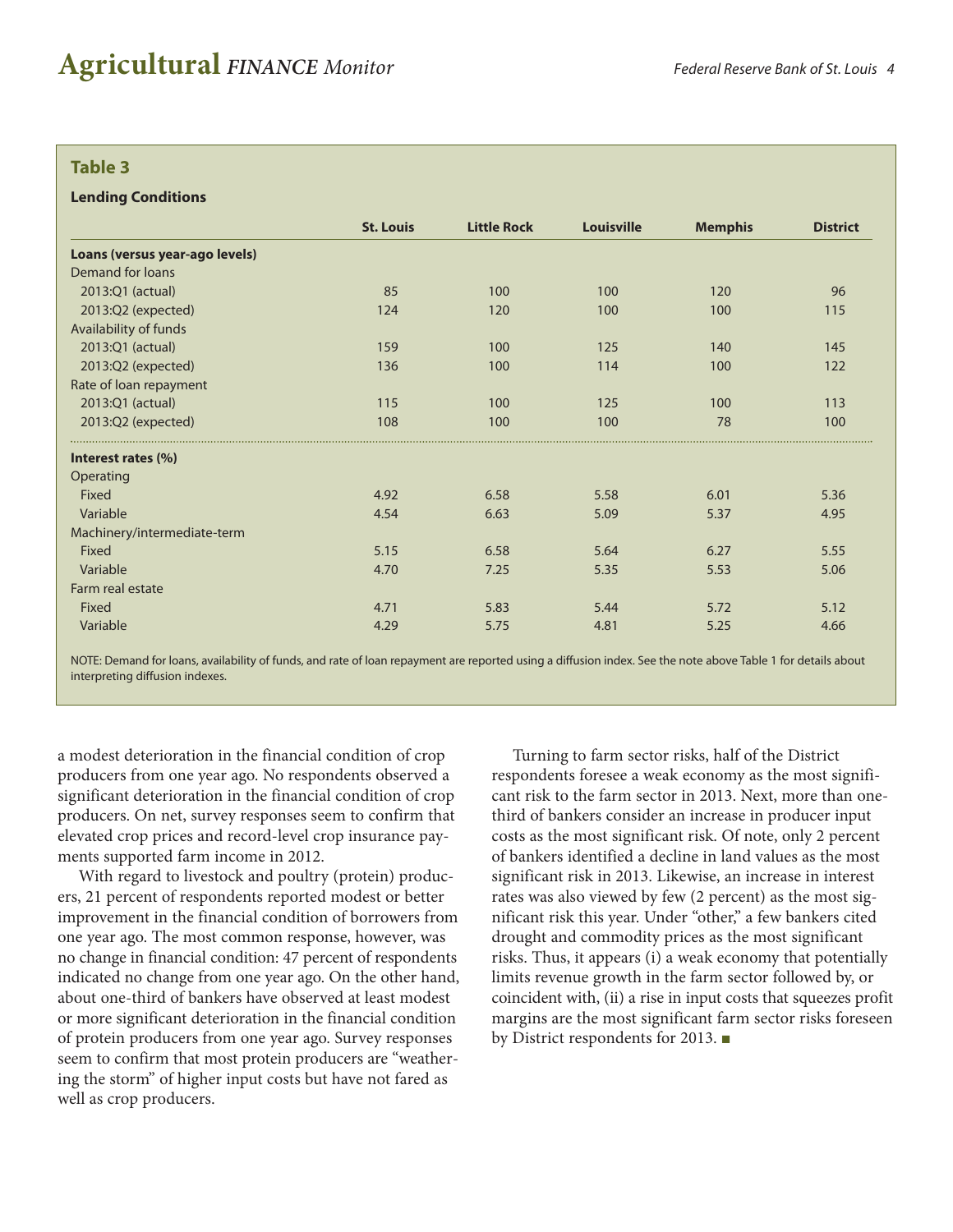### Table 3

**Lending Conditions**

| | St. Louis | Little Rock | Louisville | Memphis | District |
|---|---|---|---|---|---|
| **Loans (versus year-ago levels)** | | | | | |
| Demand for loans | | | | | |
| 2013:Q1 (actual) | 85 | 100 | 100 | 120 | 96 |
| 2013:Q2 (expected) | 124 | 120 | 100 | 100 | 115 |
| Availability of funds | | | | | |
| 2013:Q1 (actual) | 159 | 100 | 125 | 140 | 145 |
| 2013:Q2 (expected) | 136 | 100 | 114 | 100 | 122 |
| Rate of loan repayment | | | | | |
| 2013:Q1 (actual) | 115 | 100 | 125 | 100 | 113 |
| 2013:Q2 (expected) | 108 | 100 | 100 | 78 | 100 |
| **Interest rates (%)** | | | | | |
| Operating | | | | | |
| Fixed | 4.92 | 6.58 | 5.58 | 6.01 | 5.36 |
| Variable | 4.54 | 6.63 | 5.09 | 5.37 | 4.95 |
| Machinery/intermediate-term | | | | | |
| Fixed | 5.15 | 6.58 | 5.64 | 6.27 | 5.55 |
| Variable | 4.70 | 7.25 | 5.35 | 5.53 | 5.06 |
| Farm real estate | | | | | |
| Fixed | 4.71 | 5.83 | 5.44 | 5.72 | 5.12 |
| Variable | 4.29 | 5.75 | 4.81 | 5.25 | 4.66 |

NOTE: Demand for loans, availability of funds, and rate of loan repayment are reported using a diffusion index. See the note above Table 1 for details about interpreting diffusion indexes.

a modest deterioration in the financial condition of crop producers from one year ago. No respondents observed a significant deterioration in the financial condition of crop producers. On net, survey responses seem to confirm that elevated crop prices and record-level crop insurance payments supported farm income in 2012.

With regard to livestock and poultry (protein) producers, 21 percent of respondents reported modest or better improvement in the financial condition of borrowers from one year ago. The most common response, however, was no change in financial condition: 47 percent of respondents indicated no change from one year ago. On the other hand, about one-third of bankers have observed at least modest or more significant deterioration in the financial condition of protein producers from one year ago. Survey responses seem to confirm that most protein producers are "weathering the storm" of higher input costs but have not fared as well as crop producers.

Turning to farm sector risks, half of the District respondents foresee a weak economy as the most significant risk to the farm sector in 2013. Next, more than one-third of bankers consider an increase in producer input costs as the most significant risk. Of note, only 2 percent of bankers identified a decline in land values as the most significant risk in 2013. Likewise, an increase in interest rates was also viewed by few (2 percent) as the most significant risk this year. Under "other," a few bankers cited drought and commodity prices as the most significant risks. Thus, it appears (i) a weak economy that potentially limits revenue growth in the farm sector followed by, or coincident with, (ii) a rise in input costs that squeezes profit margins are the most significant farm sector risks foreseen by District respondents for 2013. ■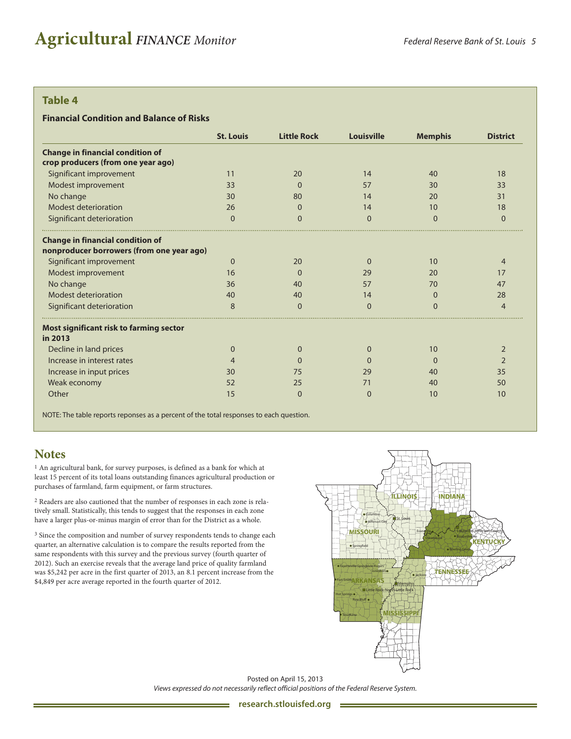## Table 4

**Financial Condition and Balance of Risks**

| | St. Louis | Little Rock | Louisville | Memphis | District |
|---|---|---|---|---|---|
| **Change in financial condition of crop producers (from one year ago)** | | | | | |
| Significant improvement | 11 | 20 | 14 | 40 | 18 |
| Modest improvement | 33 | 0 | 57 | 30 | 33 |
| No change | 30 | 80 | 14 | 20 | 31 |
| Modest deterioration | 26 | 0 | 14 | 10 | 18 |
| Significant deterioration | 0 | 0 | 0 | 0 | 0 |
| **Change in financial condition of nonproducer borrowers (from one year ago)** | | | | | |
| Significant improvement | 0 | 20 | 0 | 10 | 4 |
| Modest improvement | 16 | 0 | 29 | 20 | 17 |
| No change | 36 | 40 | 57 | 70 | 47 |
| Modest deterioration | 40 | 40 | 14 | 0 | 28 |
| Significant deterioration | 8 | 0 | 0 | 0 | 4 |
| **Most significant risk to farming sector in 2013** | | | | | |
| Decline in land prices | 0 | 0 | 0 | 10 | 2 |
| Increase in interest rates | 4 | 0 | 0 | 0 | 2 |
| Increase in input prices | 30 | 75 | 29 | 40 | 35 |
| Weak economy | 52 | 25 | 71 | 40 | 50 |
| Other | 15 | 0 | 0 | 10 | 10 |

NOTE: The table reports reponses as a percent of the total responses to each question.

## Notes

[1] An agricultural bank, for survey purposes, is defined as a bank for which at least 15 percent of its total loans outstanding finances agricultural production or purchases of farmland, farm equipment, or farm structures.

[2] Readers are also cautioned that the number of responses in each zone is relatively small. Statistically, this tends to suggest that the responses in each zone have a larger plus-or-minus margin of error than for the District as a whole.

[3] Since the composition and number of survey respondents tends to change each quarter, an alternative calculation is to compare the results reported from the same respondents with this survey and the previous survey (fourth quarter of 2012). Such an exercise reveals that the average land price of quality farmland was $5,242 per acre in the first quarter of 2013, an 8.1 percent increase from the $4,849 per acre average reported in the fourth quarter of 2012.

ILLINOIS
INDIANA
MISSOURI
KENTUCKY
TENNESSEE
ARKANSAS
MISSISSIPPI
Columbia
Jefferson City
St. Louis
Springfield
Evansville
Louisville-Jefferson County
Elizabethtown
Owensboro
Bowling Green
Fayetteville-Springdale-Rogers
Jonesboro
Jackson
Fort Smith
Memphis
Little Rock-North Little Rock
Hot Springs
Pine Bluff
Texarkana

Posted on April 15, 2013

*Views expressed do not necessarily reflect official positions of the Federal Reserve System.*